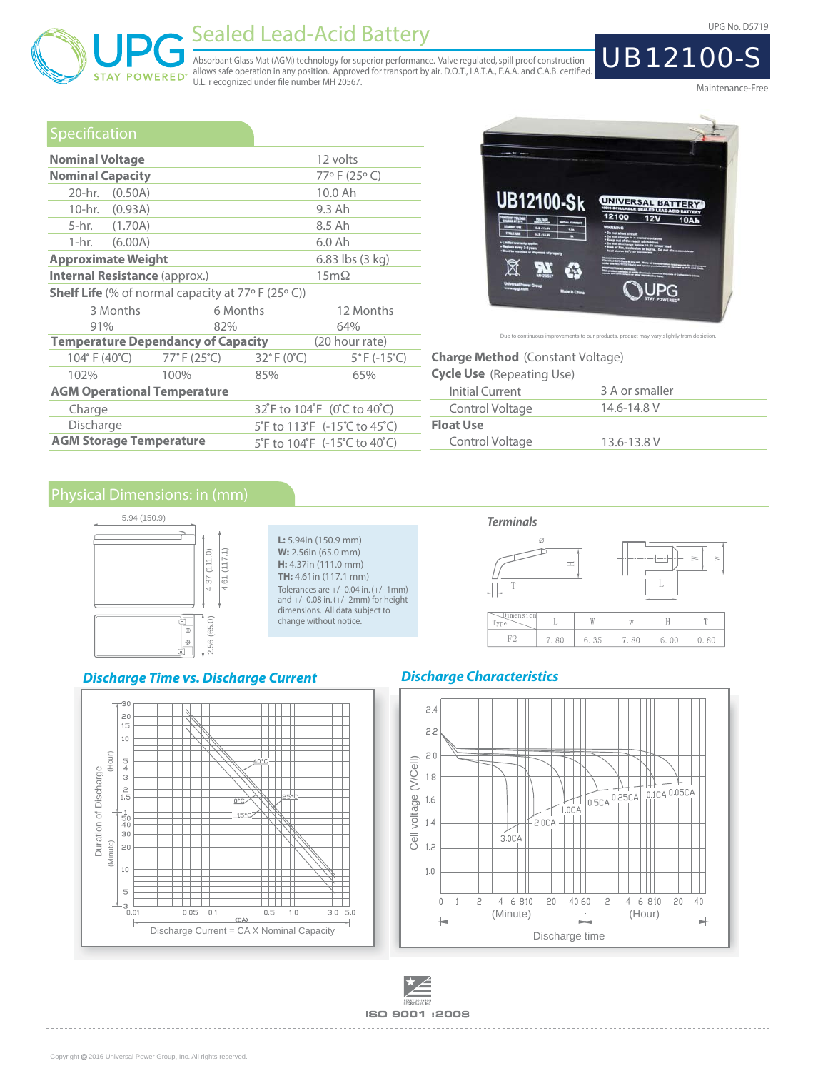UPG No. D5719

# UPG STAY POWERED — Sealed Lead-Acid Battery

Absorbant Glass Mat (AGM) technology for superior performance. Valve regulated, spill proof construction allows safe operation in any position. Approved for transport by air. D.O.T., I.A.T.A., F.A.A. and C.A.B. certified. U.L. r ecognized under file number MH 20567.

# UB12100-S

Maintenance-Free

## Specification

| | |
|---|---|
| **Nominal Voltage** | 12 volts |
| **Nominal Capacity** | 77º F (25º C) |
| 20-hr. (0.50A) | 10.0 Ah |
| 10-hr. (0.93A) | 9.3 Ah |
| 5-hr. (1.70A) | 8.5 Ah |
| 1-hr. (6.00A) | 6.0 Ah |
| **Approximate Weight** | 6.83 lbs (3 kg) |
| **Internal Resistance** (approx.) | 15mΩ |

**Shelf Life** (% of normal capacity at 77º F (25º C))

| 3 Months | 6 Months | 12 Months |
|---|---|---|
| 91% | 82% | 64% |

**Temperature Dependancy of Capacity** (20 hour rate)

| 104˚ F (40˚C) | 77˚ F (25˚C) | 32˚ F (0˚C) | 5˚F (-15˚C) |
|---|---|---|---|
| 102% | 100% | 85% | 65% |

**AGM Operational Temperature**

| | |
|---|---|
| Charge | 32˚F to 104˚F (0˚C to 40˚C) |
| Discharge | 5˚F to 113˚F (-15˚C to 45˚C) |
| **AGM Storage Temperature** | 5˚F to 104˚F (-15˚C to 40˚C) |

Due to continuous improvements to our products, product may vary slightly from depiction.

**Charge Method** (Constant Voltage)

| | |
|---|---|
| **Cycle Use** (Repeating Use) | |
| Initial Current | 3 A or smaller |
| Control Voltage | 14.6-14.8 V |
| **Float Use** | |
| Control Voltage | 13.6-13.8 V |

## Physical Dimensions: in (mm)

5.94 (150.9) — 4.37 (111.0) — 4.61 (117.1) — 2.56 (65.0)

**L:** 5.94in (150.9 mm)
**W:** 2.56in (65.0 mm)
**H:** 4.37in (111.0 mm)
**TH:** 4.61in (117.1 mm)
Tolerances are +/- 0.04 in. (+/- 1mm) and +/- 0.08 in. (+/- 2mm) for height dimensions. All data subject to change without notice.

### Terminals

| Type \ Dimension | L | W | w | H | T |
|---|---|---|---|---|---|
| F2 | 7.80 | 6.35 | 7.80 | 6.00 | 0.80 |

### Discharge Time vs. Discharge Current

Duration of Discharge (Hour / Minute) vs. Discharge Current = CA X Nominal Capacity (curves: 40°C, 25°C, 0°C, -15°C)

### Discharge Characteristics

Cell voltage (V/Cell) vs. Discharge time (Minute / Hour) (curves: 3.0CA, 2.0CA, 1.0CA, 0.5CA, 0.25CA, 0.1CA, 0.05CA)

ISO 9001 :2008

Copyright © 2016 Universal Power Group, Inc. All rights reserved.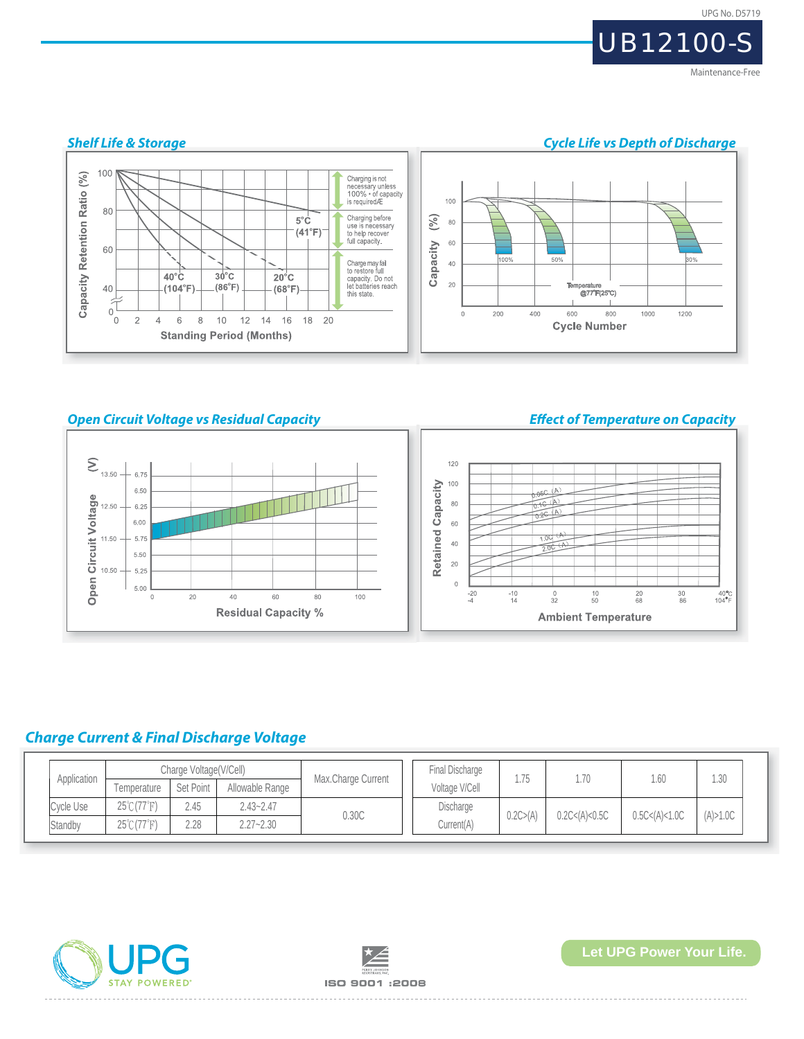UPG No. D5719

# UB12100-S

Maintenance-Free

## Shelf Life & Storage

Capacity Retention Ratio (%)

100
80
60
40
0

0 2 4 6 8 10 12 14 16 18 20

Standing Period (Months)

5°C (41°F)

40°C (104°F)

30°C (86°F)

20°C (68°F)

Charging is not necessary unless 100% • of capacity is requiredÆ

Charging before use is necessary to help recover full capacity.

Charge may fail to restore full capacity. Do not let batteries reach this state.

## Cycle Life vs Depth of Discharge

Capacity (%)

100
80
60
40
20

0 200 400 600 800 1000 1200

Cycle Number

100%
50%
30%

Temperature @77°F(25°C)

## Open Circuit Voltage vs Residual Capacity

Open Circuit Voltage (V)

13.50 6.75
6.50
12.50 6.25
6.00
11.50 5.75
5.50
10.50 5.25
5.00

0 20 40 60 80 100

Residual Capacity %

## Effect of Temperature on Capacity

Retained Capacity

120
100
80
60
40
20
0

-20 -4
-10 14
0 32
10 50
20 68
30 86
40°C 104°F

Ambient Temperature

0.05C (A)
0.1C (A)
0.2C (A)
1.0C (A)
2.0C (A)

## Charge Current & Final Discharge Voltage

| Application | Charge Voltage(V/Cell) | | | Max.Charge Current |
|---|---|---|---|---|
| | Temperature | Set Point | Allowable Range | |
| Cycle Use | 25℃(77℉) | 2.45 | 2.43~2.47 | 0.30C |
| Standby | 25℃(77℉) | 2.28 | 2.27~2.30 | |

| Final Discharge Voltage V/Cell | 1.75 | 1.70 | 1.60 | 1.30 |
|---|---|---|---|---|
| Discharge Current(A) | 0.2C>(A) | 0.2C<(A)<0.5C | 0.5C<(A)<1.0C | (A)>1.0C |

UPG STAY POWERED®

ISO 9001 :2008

Let UPG Power Your Life.